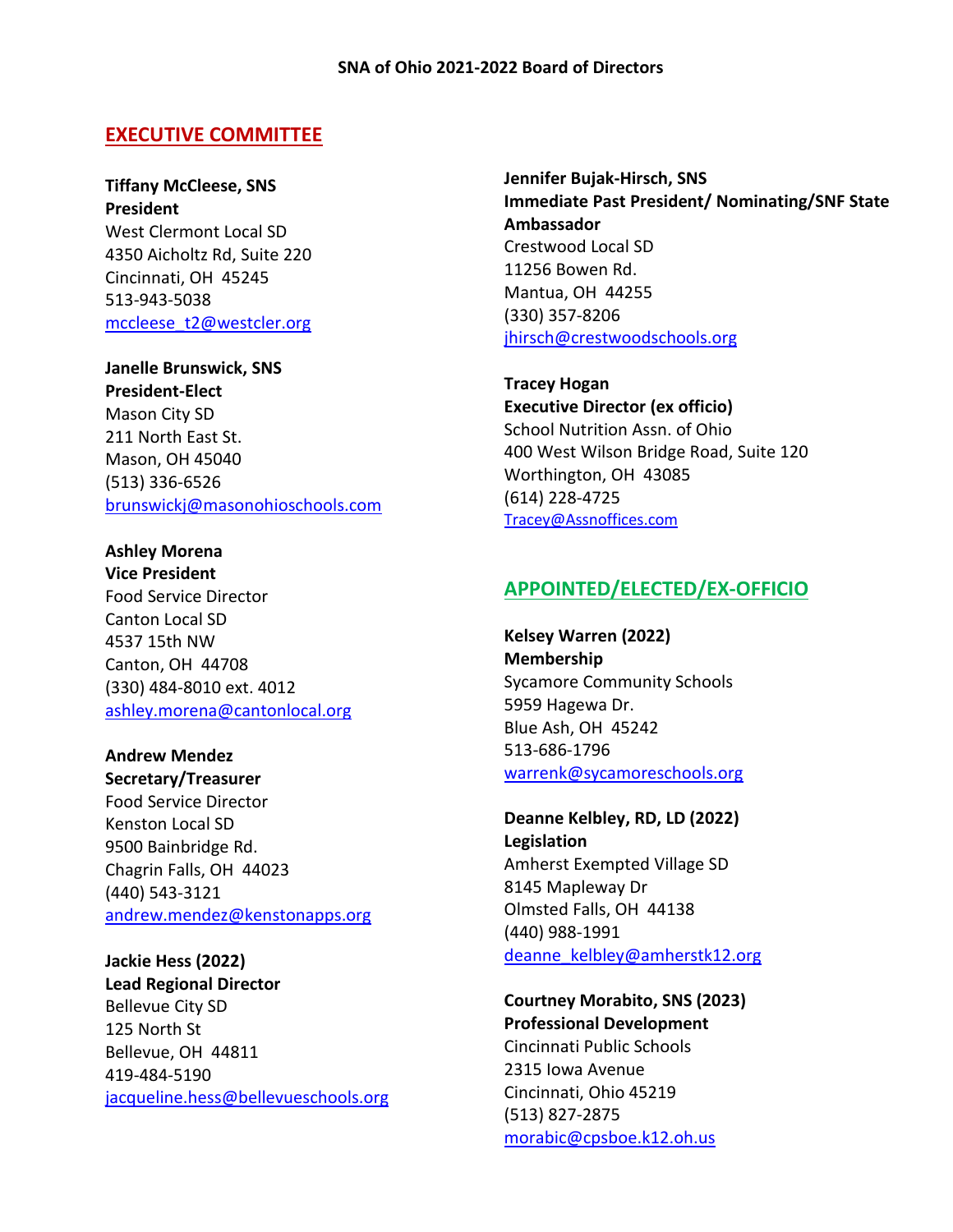# SNA of Ohio 2021-2022 Board of Directors

## EXECUTIVE COMMITTEE

**Tiffany McCleese, SNS**
**President**
West Clermont Local SD
4350 Aicholtz Rd, Suite 220
Cincinnati, OH 45245
513-943-5038
mccleese_t2@westcler.org

**Janelle Brunswick, SNS**
**President-Elect**
Mason City SD
211 North East St.
Mason, OH 45040
(513) 336-6526
brunswickj@masonohioschools.com

**Ashley Morena**
**Vice President**
Food Service Director
Canton Local SD
4537 15th NW
Canton, OH 44708
(330) 484-8010 ext. 4012
ashley.morena@cantonlocal.org

**Andrew Mendez**
**Secretary/Treasurer**
Food Service Director
Kenston Local SD
9500 Bainbridge Rd.
Chagrin Falls, OH 44023
(440) 543-3121
andrew.mendez@kenstonapps.org

**Jackie Hess (2022)**
**Lead Regional Director**
Bellevue City SD
125 North St
Bellevue, OH 44811
419-484-5190
jacqueline.hess@bellevueschools.org

**Jennifer Bujak-Hirsch, SNS**
**Immediate Past President/ Nominating/SNF State Ambassador**
Crestwood Local SD
11256 Bowen Rd.
Mantua, OH 44255
(330) 357-8206
jhirsch@crestwoodschools.org

**Tracey Hogan**
**Executive Director (ex officio)**
School Nutrition Assn. of Ohio
400 West Wilson Bridge Road, Suite 120
Worthington, OH 43085
(614) 228-4725
Tracey@Assnoffices.com

## APPOINTED/ELECTED/EX-OFFICIO

**Kelsey Warren (2022)**
**Membership**
Sycamore Community Schools
5959 Hagewa Dr.
Blue Ash, OH 45242
513-686-1796
warrenk@sycamoreschools.org

**Deanne Kelbley, RD, LD (2022)**
**Legislation**
Amherst Exempted Village SD
8145 Mapleway Dr
Olmsted Falls, OH 44138
(440) 988-1991
deanne_kelbley@amherstk12.org

**Courtney Morabito, SNS (2023)**
**Professional Development**
Cincinnati Public Schools
2315 Iowa Avenue
Cincinnati, Ohio 45219
(513) 827-2875
morabic@cpsboe.k12.oh.us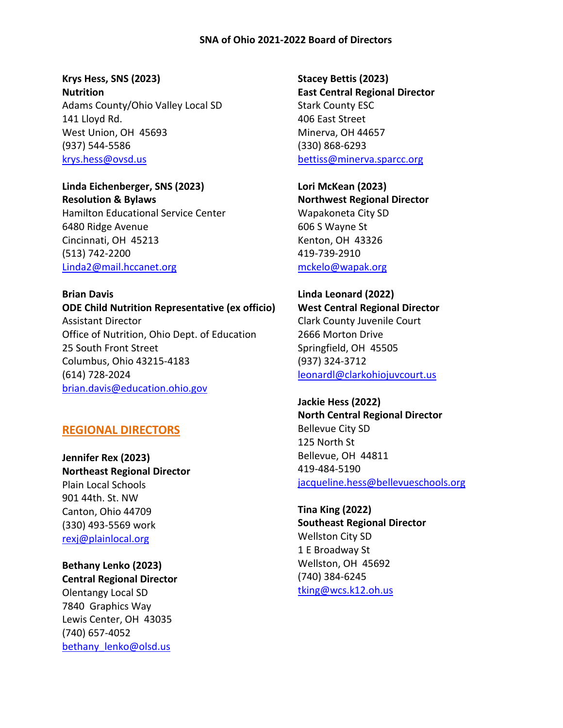## SNA of Ohio 2021-2022 Board of Directors

**Krys Hess, SNS (2023)**
**Nutrition**
Adams County/Ohio Valley Local SD
141 Lloyd Rd.
West Union, OH 45693
(937) 544-5586
krys.hess@ovsd.us

**Linda Eichenberger, SNS (2023)**
**Resolution & Bylaws**
Hamilton Educational Service Center
6480 Ridge Avenue
Cincinnati, OH 45213
(513) 742-2200
Linda2@mail.hccanet.org

**Brian Davis**
**ODE Child Nutrition Representative (ex officio)**
Assistant Director
Office of Nutrition, Ohio Dept. of Education
25 South Front Street
Columbus, Ohio 43215-4183
(614) 728-2024
brian.davis@education.ohio.gov

### REGIONAL DIRECTORS

**Jennifer Rex (2023)**
**Northeast Regional Director**
Plain Local Schools
901 44th. St. NW
Canton, Ohio 44709
(330) 493-5569 work
rexj@plainlocal.org

**Bethany Lenko (2023)**
**Central Regional Director**
Olentangy Local SD
7840 Graphics Way
Lewis Center, OH 43035
(740) 657-4052
bethany_lenko@olsd.us

**Stacey Bettis (2023)**
**East Central Regional Director**
Stark County ESC
406 East Street
Minerva, OH 44657
(330) 868-6293
bettiss@minerva.sparcc.org

**Lori McKean (2023)**
**Northwest Regional Director**
Wapakoneta City SD
606 S Wayne St
Kenton, OH 43326
419-739-2910
mckelo@wapak.org

**Linda Leonard (2022)**
**West Central Regional Director**
Clark County Juvenile Court
2666 Morton Drive
Springfield, OH 45505
(937) 324-3712
leonardl@clarkohiojuvcourt.us

**Jackie Hess (2022)**
**North Central Regional Director**
Bellevue City SD
125 North St
Bellevue, OH 44811
419-484-5190
jacqueline.hess@bellevueschools.org

**Tina King (2022)**
**Southeast Regional Director**
Wellston City SD
1 E Broadway St
Wellston, OH 45692
(740) 384-6245
tking@wcs.k12.oh.us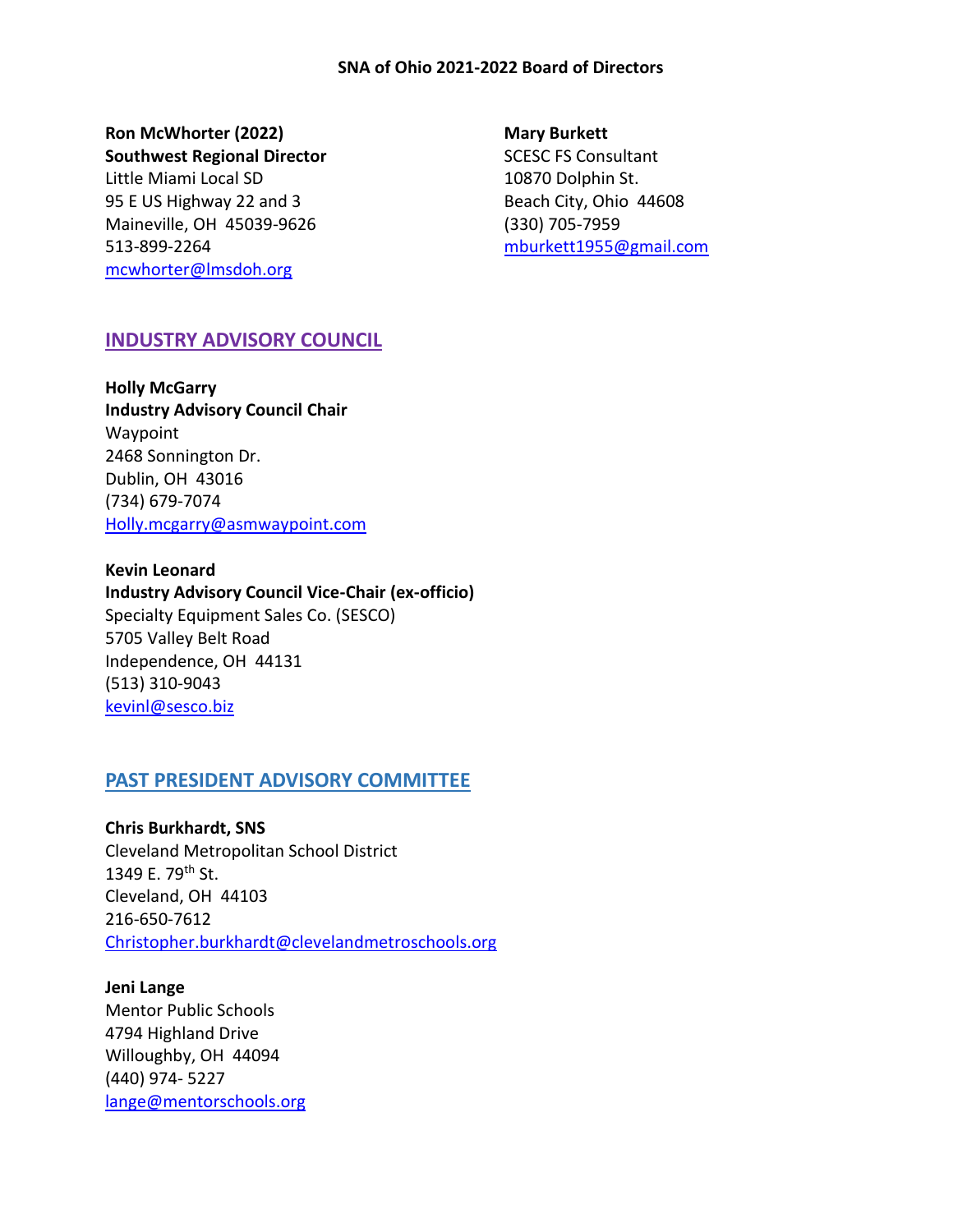**SNA of Ohio 2021-2022 Board of Directors**

**Ron McWhorter (2022)**
**Southwest Regional Director**
Little Miami Local SD
95 E US Highway 22 and 3
Maineville, OH 45039-9626
513-899-2264
mcwhorter@lmsdoh.org

**Mary Burkett**
SCESC FS Consultant
10870 Dolphin St.
Beach City, Ohio 44608
(330) 705-7959
mburkett1955@gmail.com

## INDUSTRY ADVISORY COUNCIL

**Holly McGarry**
**Industry Advisory Council Chair**
Waypoint
2468 Sonnington Dr.
Dublin, OH 43016
(734) 679-7074
Holly.mcgarry@asmwaypoint.com

**Kevin Leonard**
**Industry Advisory Council Vice-Chair (ex-officio)**
Specialty Equipment Sales Co. (SESCO)
5705 Valley Belt Road
Independence, OH 44131
(513) 310-9043
kevinl@sesco.biz

## PAST PRESIDENT ADVISORY COMMITTEE

**Chris Burkhardt, SNS**
Cleveland Metropolitan School District
1349 E. 79th St.
Cleveland, OH 44103
216-650-7612
Christopher.burkhardt@clevelandmetroschools.org

**Jeni Lange**
Mentor Public Schools
4794 Highland Drive
Willoughby, OH 44094
(440) 974- 5227
lange@mentorschools.org